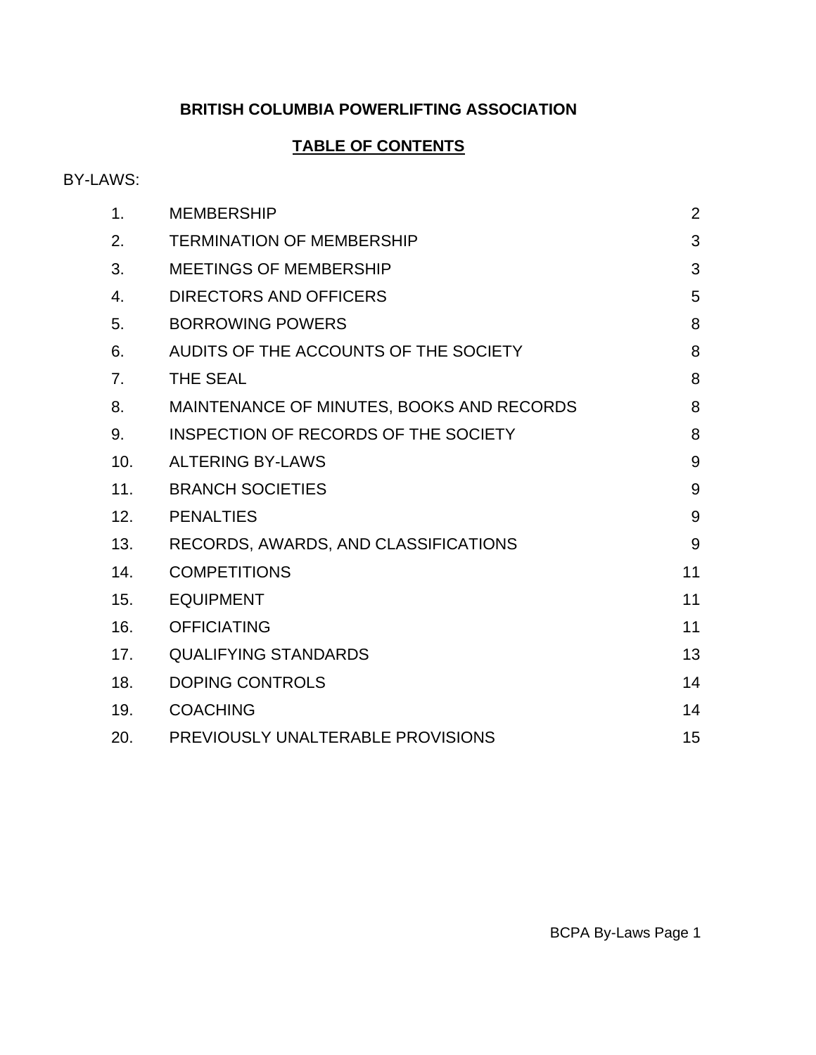**BRITISH COLUMBIA POWERLIFTING ASSOCIATION**

**TABLE OF CONTENTS**

BY-LAWS:

| | | |
|---|---|---|
| 1. | MEMBERSHIP | 2 |
| 2. | TERMINATION OF MEMBERSHIP | 3 |
| 3. | MEETINGS OF MEMBERSHIP | 3 |
| 4. | DIRECTORS AND OFFICERS | 5 |
| 5. | BORROWING POWERS | 8 |
| 6. | AUDITS OF THE ACCOUNTS OF THE SOCIETY | 8 |
| 7. | THE SEAL | 8 |
| 8. | MAINTENANCE OF MINUTES, BOOKS AND RECORDS | 8 |
| 9. | INSPECTION OF RECORDS OF THE SOCIETY | 8 |
| 10. | ALTERING BY-LAWS | 9 |
| 11. | BRANCH SOCIETIES | 9 |
| 12. | PENALTIES | 9 |
| 13. | RECORDS, AWARDS, AND CLASSIFICATIONS | 9 |
| 14. | COMPETITIONS | 11 |
| 15. | EQUIPMENT | 11 |
| 16. | OFFICIATING | 11 |
| 17. | QUALIFYING STANDARDS | 13 |
| 18. | DOPING CONTROLS | 14 |
| 19. | COACHING | 14 |
| 20. | PREVIOUSLY UNALTERABLE PROVISIONS | 15 |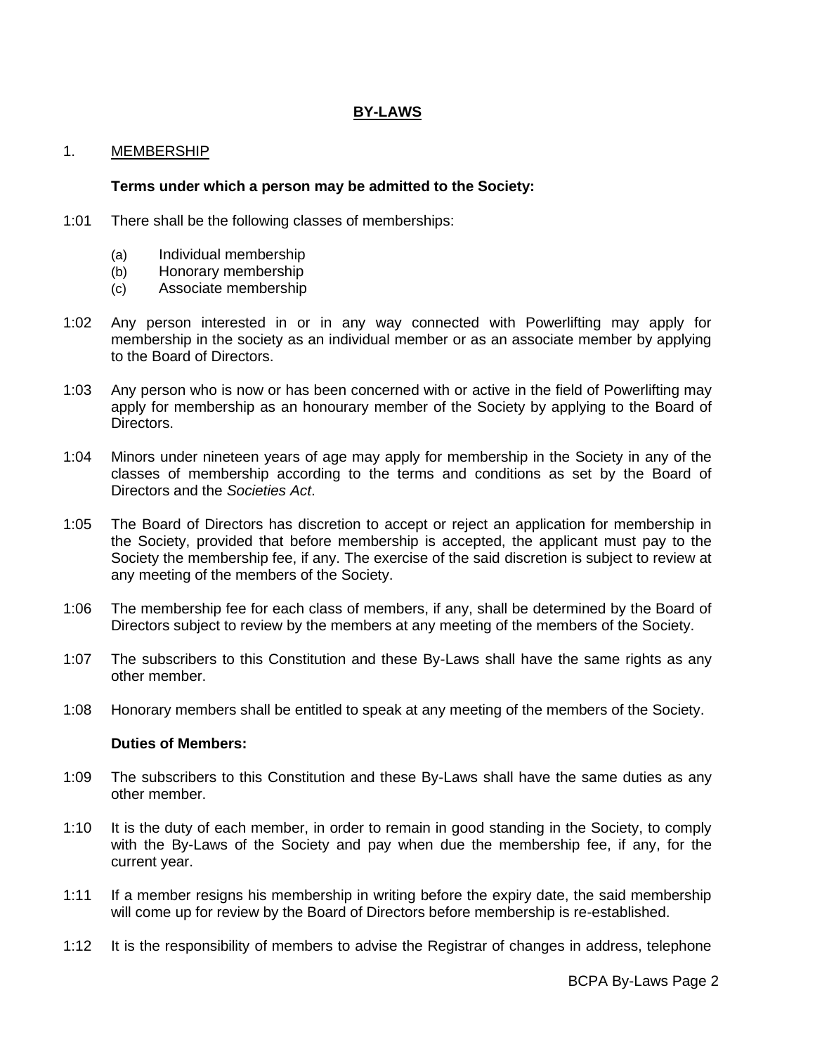# BY-LAWS

## 1. MEMBERSHIP

**Terms under which a person may be admitted to the Society:**

1:01 There shall be the following classes of memberships:

(a) Individual membership
(b) Honorary membership
(c) Associate membership

1:02 Any person interested in or in any way connected with Powerlifting may apply for membership in the society as an individual member or as an associate member by applying to the Board of Directors.

1:03 Any person who is now or has been concerned with or active in the field of Powerlifting may apply for membership as an honourary member of the Society by applying to the Board of Directors.

1:04 Minors under nineteen years of age may apply for membership in the Society in any of the classes of membership according to the terms and conditions as set by the Board of Directors and the *Societies Act*.

1:05 The Board of Directors has discretion to accept or reject an application for membership in the Society, provided that before membership is accepted, the applicant must pay to the Society the membership fee, if any. The exercise of the said discretion is subject to review at any meeting of the members of the Society.

1:06 The membership fee for each class of members, if any, shall be determined by the Board of Directors subject to review by the members at any meeting of the members of the Society.

1:07 The subscribers to this Constitution and these By-Laws shall have the same rights as any other member.

1:08 Honorary members shall be entitled to speak at any meeting of the members of the Society.

**Duties of Members:**

1:09 The subscribers to this Constitution and these By-Laws shall have the same duties as any other member.

1:10 It is the duty of each member, in order to remain in good standing in the Society, to comply with the By-Laws of the Society and pay when due the membership fee, if any, for the current year.

1:11 If a member resigns his membership in writing before the expiry date, the said membership will come up for review by the Board of Directors before membership is re-established.

1:12 It is the responsibility of members to advise the Registrar of changes in address, telephone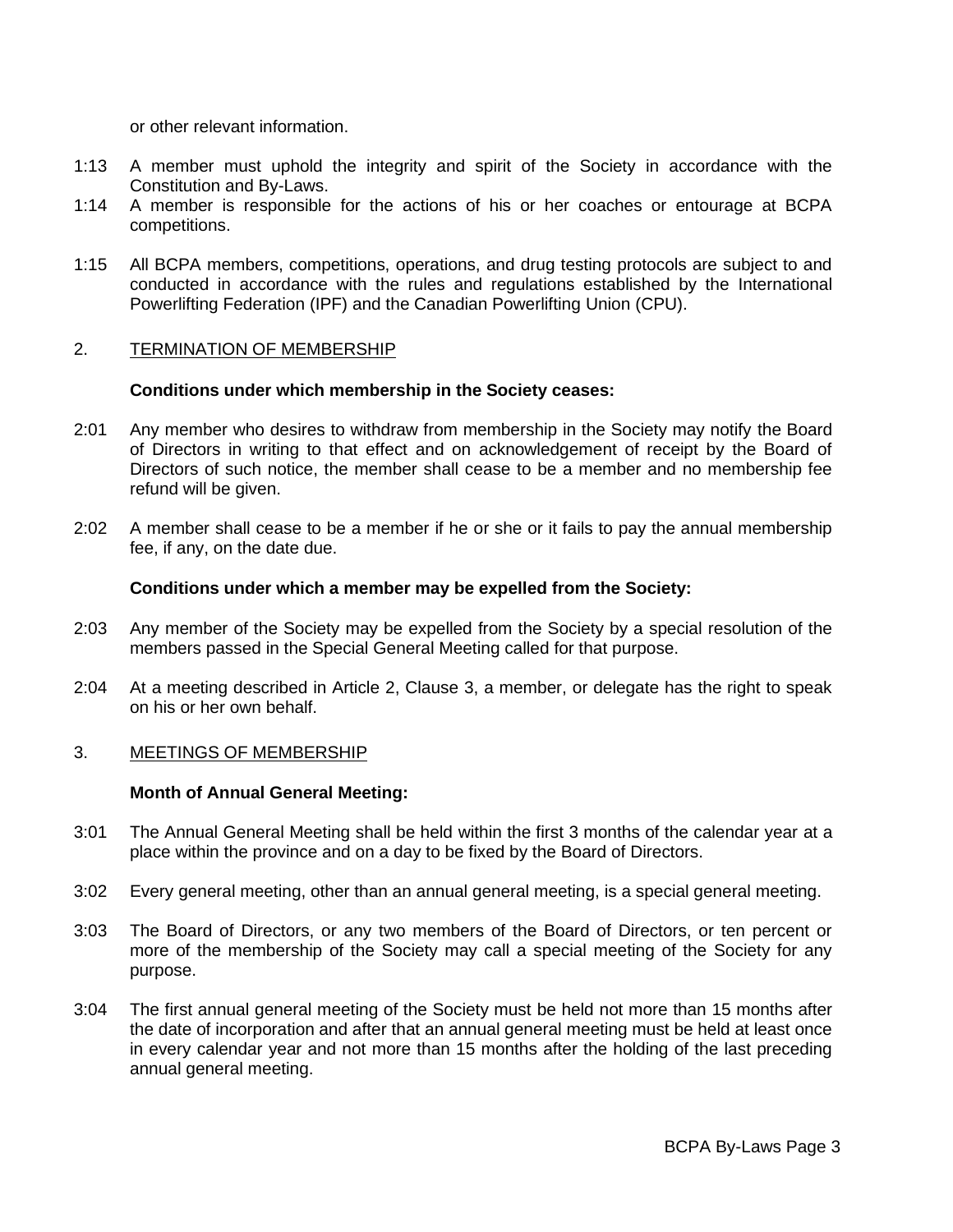or other relevant information.

1:13 A member must uphold the integrity and spirit of the Society in accordance with the Constitution and By-Laws.

1:14 A member is responsible for the actions of his or her coaches or entourage at BCPA competitions.

1:15 All BCPA members, competitions, operations, and drug testing protocols are subject to and conducted in accordance with the rules and regulations established by the International Powerlifting Federation (IPF) and the Canadian Powerlifting Union (CPU).

## 2. TERMINATION OF MEMBERSHIP

**Conditions under which membership in the Society ceases:**

2:01 Any member who desires to withdraw from membership in the Society may notify the Board of Directors in writing to that effect and on acknowledgement of receipt by the Board of Directors of such notice, the member shall cease to be a member and no membership fee refund will be given.

2:02 A member shall cease to be a member if he or she or it fails to pay the annual membership fee, if any, on the date due.

**Conditions under which a member may be expelled from the Society:**

2:03 Any member of the Society may be expelled from the Society by a special resolution of the members passed in the Special General Meeting called for that purpose.

2:04 At a meeting described in Article 2, Clause 3, a member, or delegate has the right to speak on his or her own behalf.

## 3. MEETINGS OF MEMBERSHIP

**Month of Annual General Meeting:**

3:01 The Annual General Meeting shall be held within the first 3 months of the calendar year at a place within the province and on a day to be fixed by the Board of Directors.

3:02 Every general meeting, other than an annual general meeting, is a special general meeting.

3:03 The Board of Directors, or any two members of the Board of Directors, or ten percent or more of the membership of the Society may call a special meeting of the Society for any purpose.

3:04 The first annual general meeting of the Society must be held not more than 15 months after the date of incorporation and after that an annual general meeting must be held at least once in every calendar year and not more than 15 months after the holding of the last preceding annual general meeting.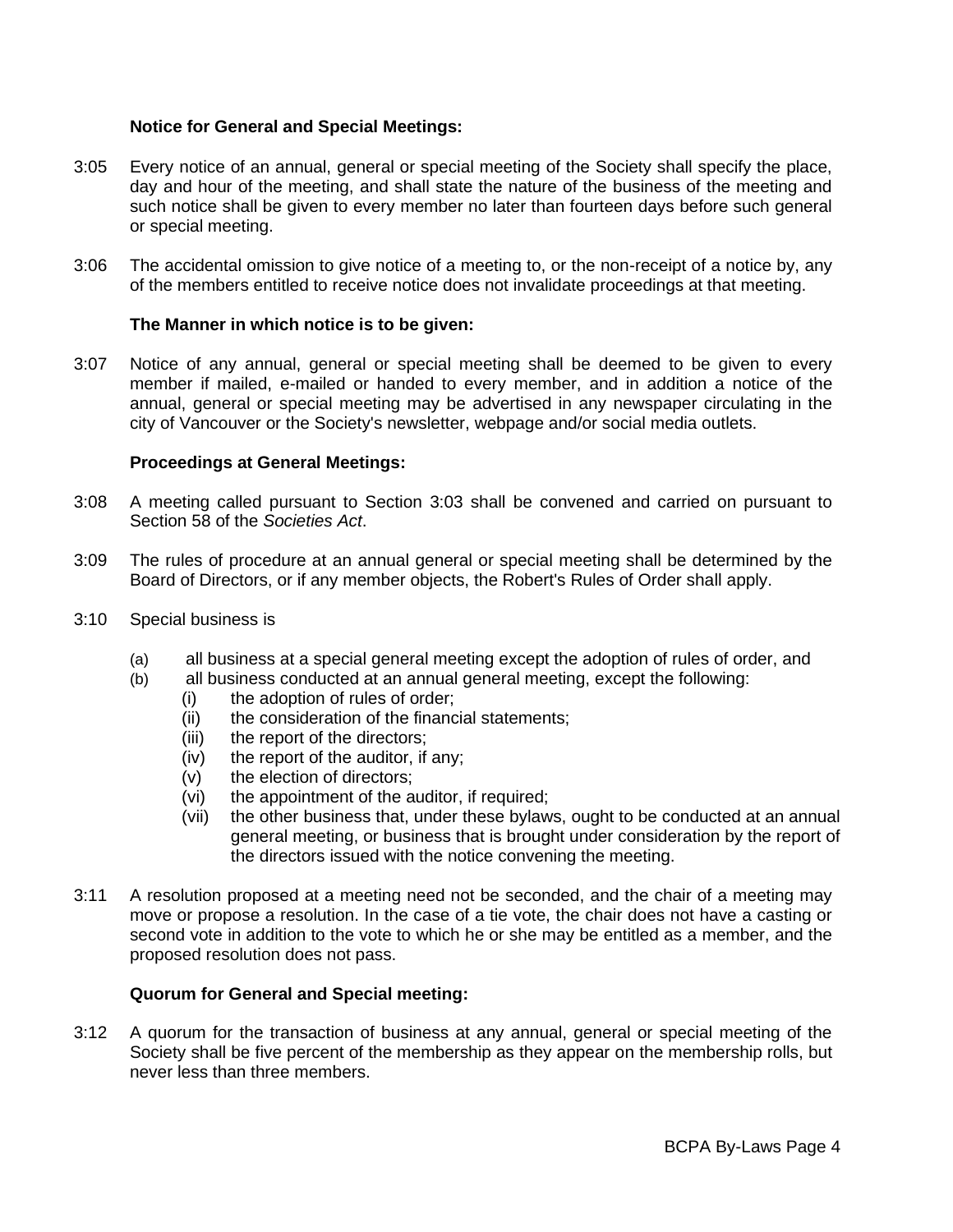**Notice for General and Special Meetings:**

3:05 Every notice of an annual, general or special meeting of the Society shall specify the place, day and hour of the meeting, and shall state the nature of the business of the meeting and such notice shall be given to every member no later than fourteen days before such general or special meeting.

3:06 The accidental omission to give notice of a meeting to, or the non-receipt of a notice by, any of the members entitled to receive notice does not invalidate proceedings at that meeting.

**The Manner in which notice is to be given:**

3:07 Notice of any annual, general or special meeting shall be deemed to be given to every member if mailed, e-mailed or handed to every member, and in addition a notice of the annual, general or special meeting may be advertised in any newspaper circulating in the city of Vancouver or the Society's newsletter, webpage and/or social media outlets.

**Proceedings at General Meetings:**

3:08 A meeting called pursuant to Section 3:03 shall be convened and carried on pursuant to Section 58 of the *Societies Act*.

3:09 The rules of procedure at an annual general or special meeting shall be determined by the Board of Directors, or if any member objects, the Robert's Rules of Order shall apply.

3:10 Special business is

(a) all business at a special general meeting except the adoption of rules of order, and
(b) all business conducted at an annual general meeting, except the following:
  (i) the adoption of rules of order;
  (ii) the consideration of the financial statements;
  (iii) the report of the directors;
  (iv) the report of the auditor, if any;
  (v) the election of directors;
  (vi) the appointment of the auditor, if required;
  (vii) the other business that, under these bylaws, ought to be conducted at an annual general meeting, or business that is brought under consideration by the report of the directors issued with the notice convening the meeting.

3:11 A resolution proposed at a meeting need not be seconded, and the chair of a meeting may move or propose a resolution. In the case of a tie vote, the chair does not have a casting or second vote in addition to the vote to which he or she may be entitled as a member, and the proposed resolution does not pass.

**Quorum for General and Special meeting:**

3:12 A quorum for the transaction of business at any annual, general or special meeting of the Society shall be five percent of the membership as they appear on the membership rolls, but never less than three members.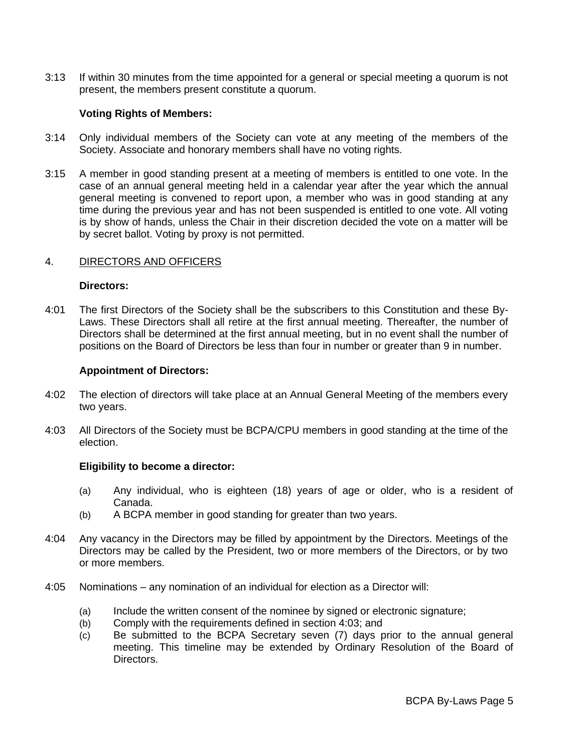3:13 If within 30 minutes from the time appointed for a general or special meeting a quorum is not present, the members present constitute a quorum.

**Voting Rights of Members:**

3:14 Only individual members of the Society can vote at any meeting of the members of the Society. Associate and honorary members shall have no voting rights.

3:15 A member in good standing present at a meeting of members is entitled to one vote. In the case of an annual general meeting held in a calendar year after the year which the annual general meeting is convened to report upon, a member who was in good standing at any time during the previous year and has not been suspended is entitled to one vote. All voting is by show of hands, unless the Chair in their discretion decided the vote on a matter will be by secret ballot. Voting by proxy is not permitted.

4. DIRECTORS AND OFFICERS

**Directors:**

4:01 The first Directors of the Society shall be the subscribers to this Constitution and these By-Laws. These Directors shall all retire at the first annual meeting. Thereafter, the number of Directors shall be determined at the first annual meeting, but in no event shall the number of positions on the Board of Directors be less than four in number or greater than 9 in number.

**Appointment of Directors:**

4:02 The election of directors will take place at an Annual General Meeting of the members every two years.

4:03 All Directors of the Society must be BCPA/CPU members in good standing at the time of the election.

**Eligibility to become a director:**

(a) Any individual, who is eighteen (18) years of age or older, who is a resident of Canada.
(b) A BCPA member in good standing for greater than two years.

4:04 Any vacancy in the Directors may be filled by appointment by the Directors. Meetings of the Directors may be called by the President, two or more members of the Directors, or by two or more members.

4:05 Nominations – any nomination of an individual for election as a Director will:

(a) Include the written consent of the nominee by signed or electronic signature;
(b) Comply with the requirements defined in section 4:03; and
(c) Be submitted to the BCPA Secretary seven (7) days prior to the annual general meeting. This timeline may be extended by Ordinary Resolution of the Board of Directors.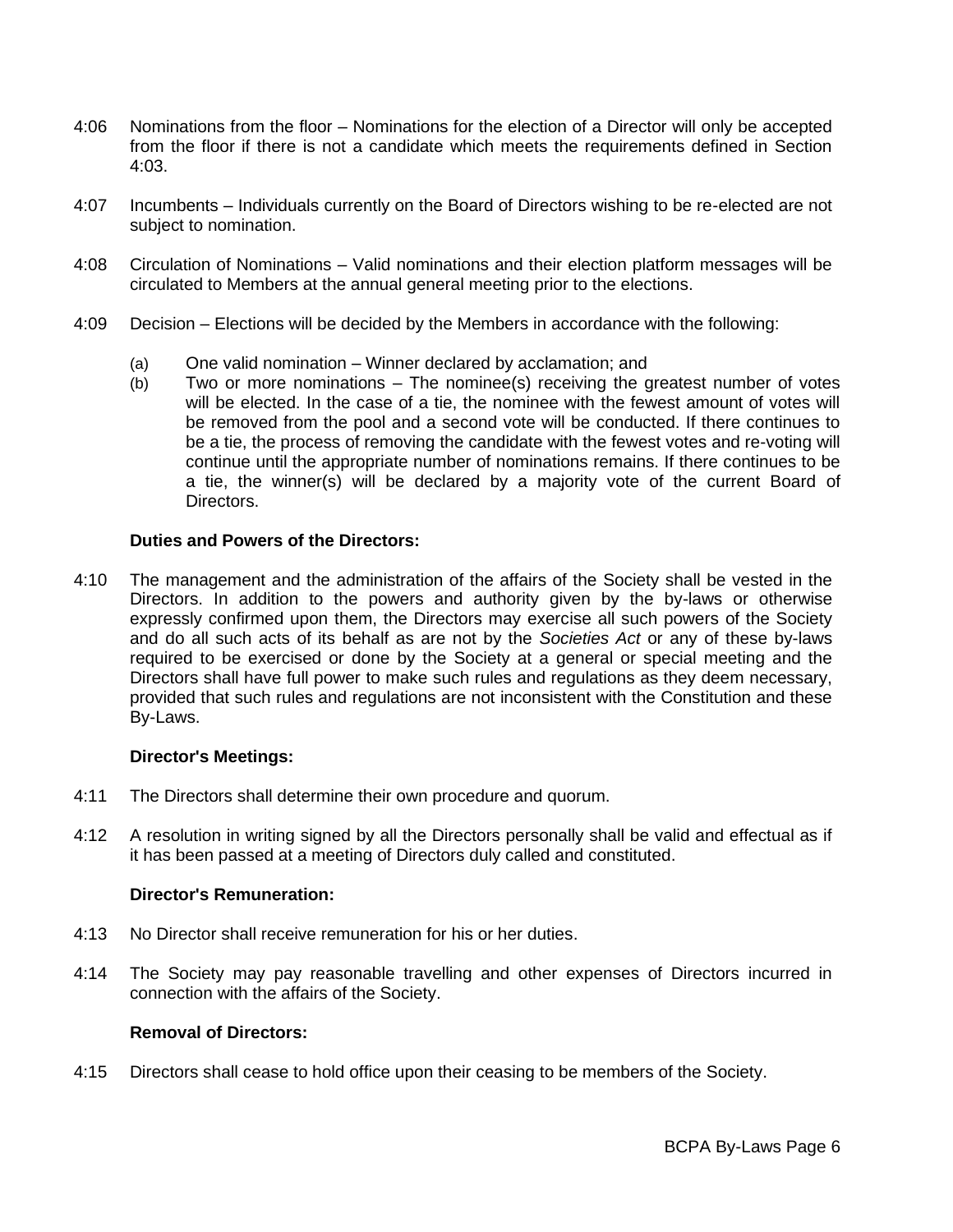4:06 Nominations from the floor – Nominations for the election of a Director will only be accepted from the floor if there is not a candidate which meets the requirements defined in Section 4:03.

4:07 Incumbents – Individuals currently on the Board of Directors wishing to be re-elected are not subject to nomination.

4:08 Circulation of Nominations – Valid nominations and their election platform messages will be circulated to Members at the annual general meeting prior to the elections.

4:09 Decision – Elections will be decided by the Members in accordance with the following:

(a) One valid nomination – Winner declared by acclamation; and

(b) Two or more nominations – The nominee(s) receiving the greatest number of votes will be elected. In the case of a tie, the nominee with the fewest amount of votes will be removed from the pool and a second vote will be conducted. If there continues to be a tie, the process of removing the candidate with the fewest votes and re-voting will continue until the appropriate number of nominations remains. If there continues to be a tie, the winner(s) will be declared by a majority vote of the current Board of Directors.

**Duties and Powers of the Directors:**

4:10 The management and the administration of the affairs of the Society shall be vested in the Directors. In addition to the powers and authority given by the by-laws or otherwise expressly confirmed upon them, the Directors may exercise all such powers of the Society and do all such acts of its behalf as are not by the *Societies Act* or any of these by-laws required to be exercised or done by the Society at a general or special meeting and the Directors shall have full power to make such rules and regulations as they deem necessary, provided that such rules and regulations are not inconsistent with the Constitution and these By-Laws.

**Director's Meetings:**

4:11 The Directors shall determine their own procedure and quorum.

4:12 A resolution in writing signed by all the Directors personally shall be valid and effectual as if it has been passed at a meeting of Directors duly called and constituted.

**Director's Remuneration:**

4:13 No Director shall receive remuneration for his or her duties.

4:14 The Society may pay reasonable travelling and other expenses of Directors incurred in connection with the affairs of the Society.

**Removal of Directors:**

4:15 Directors shall cease to hold office upon their ceasing to be members of the Society.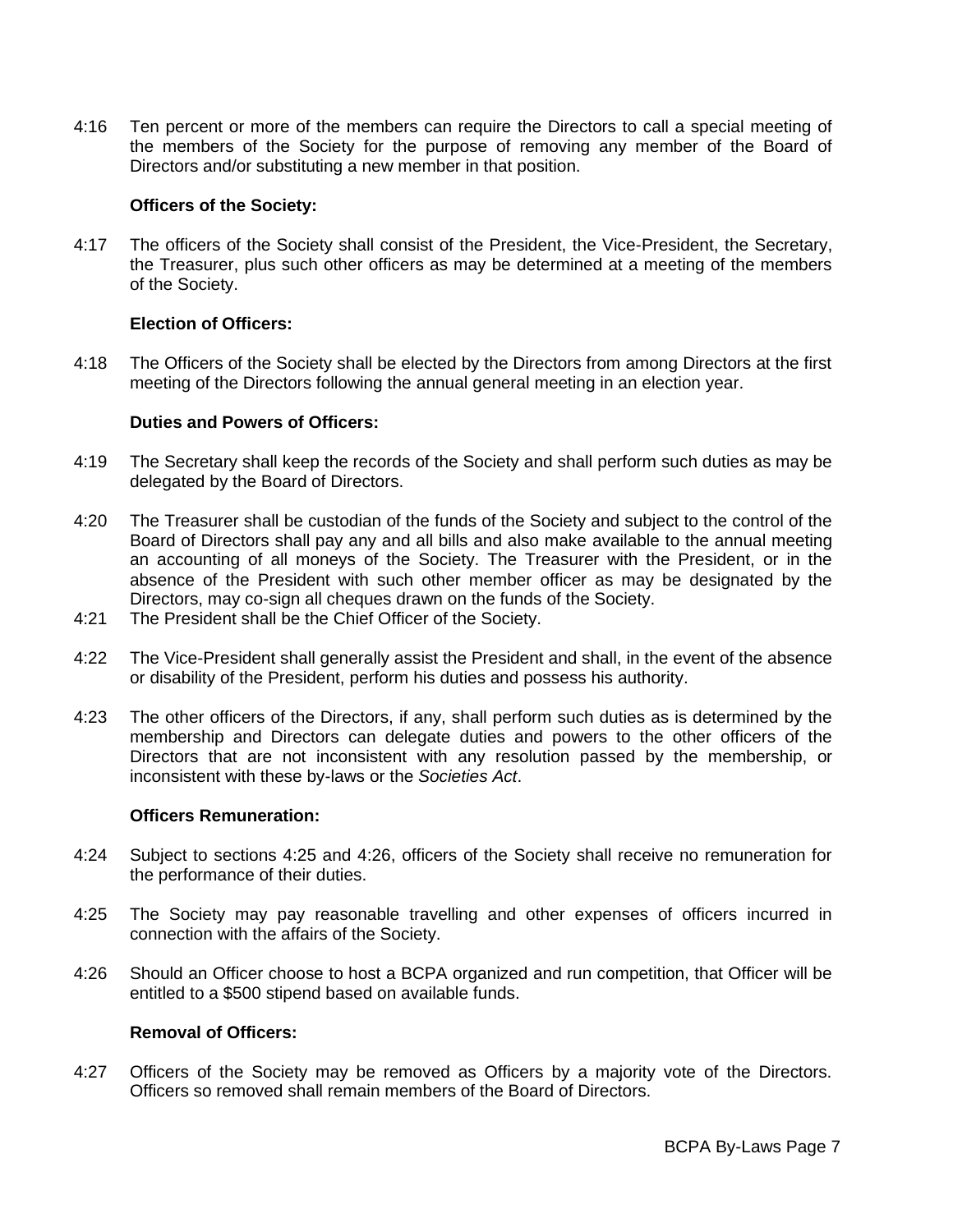4:16 Ten percent or more of the members can require the Directors to call a special meeting of the members of the Society for the purpose of removing any member of the Board of Directors and/or substituting a new member in that position.

**Officers of the Society:**

4:17 The officers of the Society shall consist of the President, the Vice-President, the Secretary, the Treasurer, plus such other officers as may be determined at a meeting of the members of the Society.

**Election of Officers:**

4:18 The Officers of the Society shall be elected by the Directors from among Directors at the first meeting of the Directors following the annual general meeting in an election year.

**Duties and Powers of Officers:**

4:19 The Secretary shall keep the records of the Society and shall perform such duties as may be delegated by the Board of Directors.

4:20 The Treasurer shall be custodian of the funds of the Society and subject to the control of the Board of Directors shall pay any and all bills and also make available to the annual meeting an accounting of all moneys of the Society. The Treasurer with the President, or in the absence of the President with such other member officer as may be designated by the Directors, may co-sign all cheques drawn on the funds of the Society.

4:21 The President shall be the Chief Officer of the Society.

4:22 The Vice-President shall generally assist the President and shall, in the event of the absence or disability of the President, perform his duties and possess his authority.

4:23 The other officers of the Directors, if any, shall perform such duties as is determined by the membership and Directors can delegate duties and powers to the other officers of the Directors that are not inconsistent with any resolution passed by the membership, or inconsistent with these by-laws or the *Societies Act*.

**Officers Remuneration:**

4:24 Subject to sections 4:25 and 4:26, officers of the Society shall receive no remuneration for the performance of their duties.

4:25 The Society may pay reasonable travelling and other expenses of officers incurred in connection with the affairs of the Society.

4:26 Should an Officer choose to host a BCPA organized and run competition, that Officer will be entitled to a $500 stipend based on available funds.

**Removal of Officers:**

4:27 Officers of the Society may be removed as Officers by a majority vote of the Directors. Officers so removed shall remain members of the Board of Directors.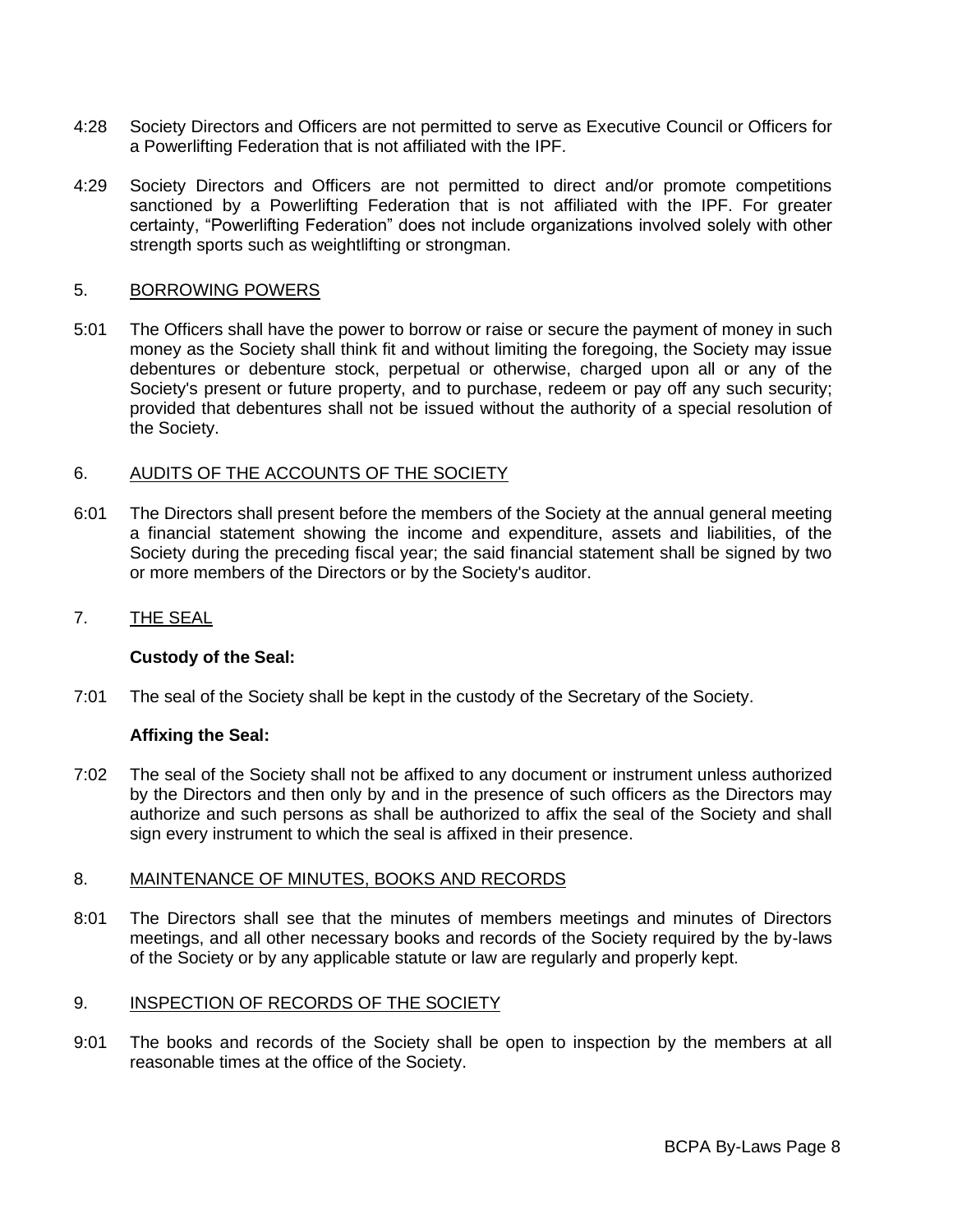4:28 Society Directors and Officers are not permitted to serve as Executive Council or Officers for a Powerlifting Federation that is not affiliated with the IPF.

4:29 Society Directors and Officers are not permitted to direct and/or promote competitions sanctioned by a Powerlifting Federation that is not affiliated with the IPF. For greater certainty, "Powerlifting Federation" does not include organizations involved solely with other strength sports such as weightlifting or strongman.

## 5. BORROWING POWERS

5:01 The Officers shall have the power to borrow or raise or secure the payment of money in such money as the Society shall think fit and without limiting the foregoing, the Society may issue debentures or debenture stock, perpetual or otherwise, charged upon all or any of the Society's present or future property, and to purchase, redeem or pay off any such security; provided that debentures shall not be issued without the authority of a special resolution of the Society.

## 6. AUDITS OF THE ACCOUNTS OF THE SOCIETY

6:01 The Directors shall present before the members of the Society at the annual general meeting a financial statement showing the income and expenditure, assets and liabilities, of the Society during the preceding fiscal year; the said financial statement shall be signed by two or more members of the Directors or by the Society's auditor.

## 7. THE SEAL

**Custody of the Seal:**

7:01 The seal of the Society shall be kept in the custody of the Secretary of the Society.

**Affixing the Seal:**

7:02 The seal of the Society shall not be affixed to any document or instrument unless authorized by the Directors and then only by and in the presence of such officers as the Directors may authorize and such persons as shall be authorized to affix the seal of the Society and shall sign every instrument to which the seal is affixed in their presence.

## 8. MAINTENANCE OF MINUTES, BOOKS AND RECORDS

8:01 The Directors shall see that the minutes of members meetings and minutes of Directors meetings, and all other necessary books and records of the Society required by the by-laws of the Society or by any applicable statute or law are regularly and properly kept.

## 9. INSPECTION OF RECORDS OF THE SOCIETY

9:01 The books and records of the Society shall be open to inspection by the members at all reasonable times at the office of the Society.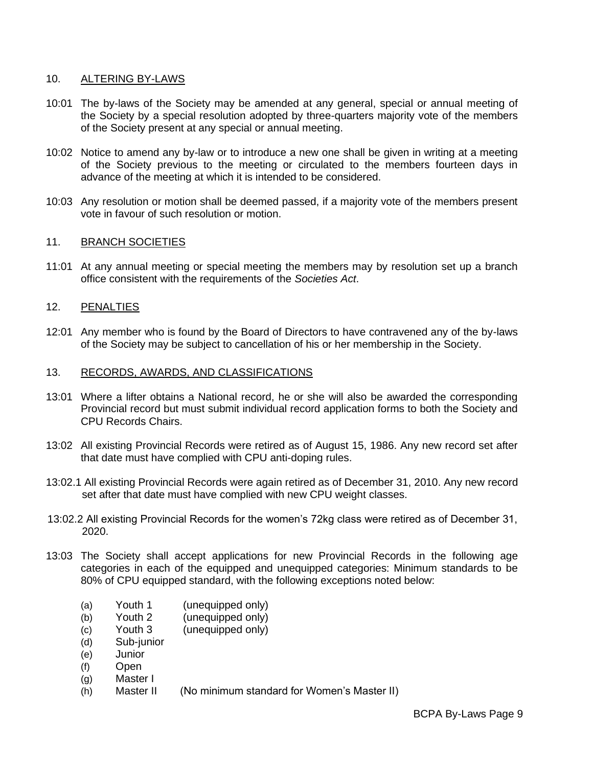## 10. ALTERING BY-LAWS

10:01 The by-laws of the Society may be amended at any general, special or annual meeting of the Society by a special resolution adopted by three-quarters majority vote of the members of the Society present at any special or annual meeting.

10:02 Notice to amend any by-law or to introduce a new one shall be given in writing at a meeting of the Society previous to the meeting or circulated to the members fourteen days in advance of the meeting at which it is intended to be considered.

10:03 Any resolution or motion shall be deemed passed, if a majority vote of the members present vote in favour of such resolution or motion.

## 11. BRANCH SOCIETIES

11:01 At any annual meeting or special meeting the members may by resolution set up a branch office consistent with the requirements of the *Societies Act*.

## 12. PENALTIES

12:01 Any member who is found by the Board of Directors to have contravened any of the by-laws of the Society may be subject to cancellation of his or her membership in the Society.

## 13. RECORDS, AWARDS, AND CLASSIFICATIONS

13:01 Where a lifter obtains a National record, he or she will also be awarded the corresponding Provincial record but must submit individual record application forms to both the Society and CPU Records Chairs.

13:02 All existing Provincial Records were retired as of August 15, 1986. Any new record set after that date must have complied with CPU anti-doping rules.

13:02.1 All existing Provincial Records were again retired as of December 31, 2010. Any new record set after that date must have complied with new CPU weight classes.

13:02.2 All existing Provincial Records for the women's 72kg class were retired as of December 31, 2020.

13:03 The Society shall accept applications for new Provincial Records in the following age categories in each of the equipped and unequipped categories: Minimum standards to be 80% of CPU equipped standard, with the following exceptions noted below:

- (a) Youth 1 (unequipped only)
- (b) Youth 2 (unequipped only)
- (c) Youth 3 (unequipped only)
- (d) Sub-junior
- (e) Junior
- (f) Open
- (g) Master I
- (h) Master II (No minimum standard for Women's Master II)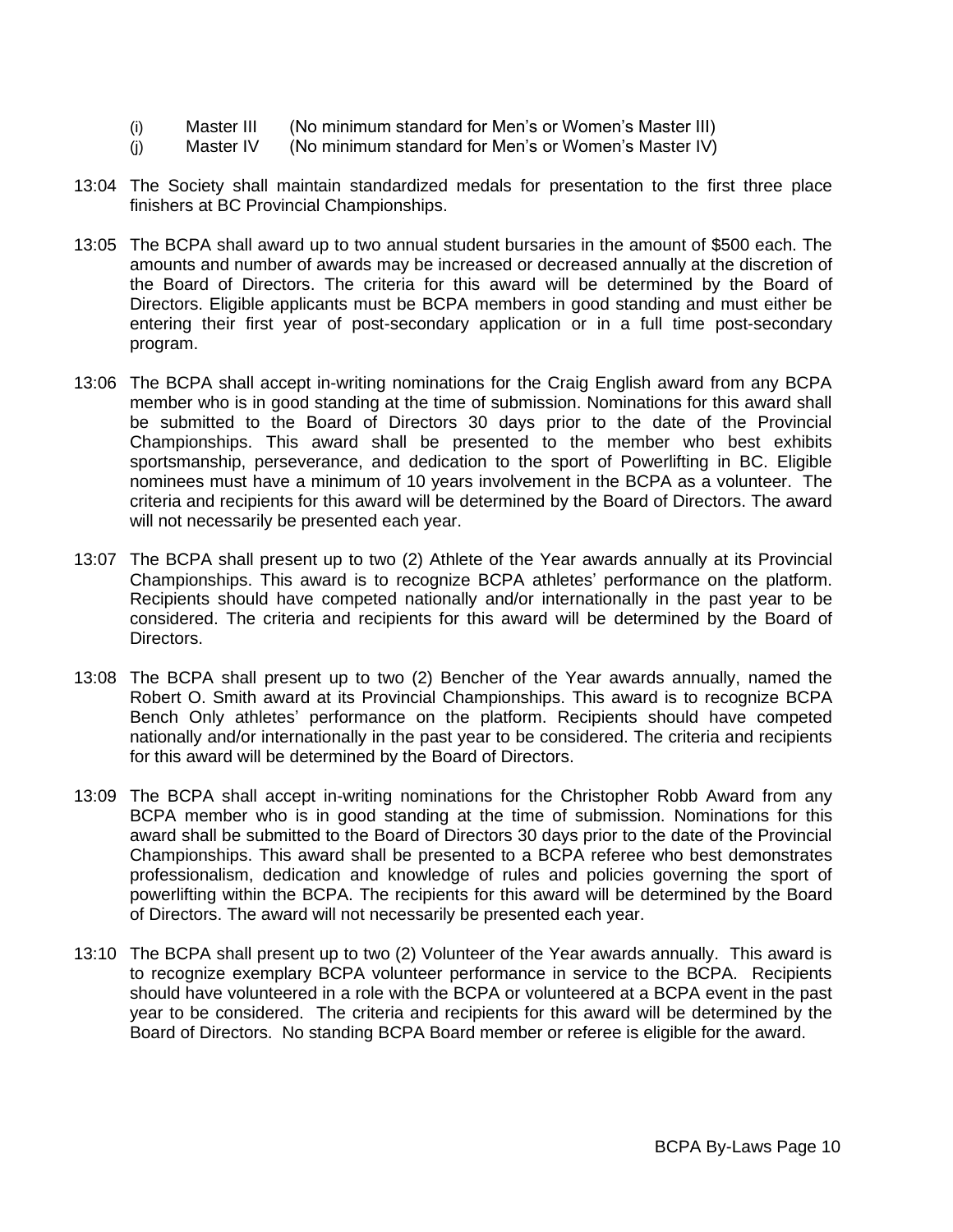(i) Master III (No minimum standard for Men's or Women's Master III)
(j) Master IV (No minimum standard for Men's or Women's Master IV)

13:04 The Society shall maintain standardized medals for presentation to the first three place finishers at BC Provincial Championships.

13:05 The BCPA shall award up to two annual student bursaries in the amount of $500 each. The amounts and number of awards may be increased or decreased annually at the discretion of the Board of Directors. The criteria for this award will be determined by the Board of Directors. Eligible applicants must be BCPA members in good standing and must either be entering their first year of post-secondary application or in a full time post-secondary program.

13:06 The BCPA shall accept in-writing nominations for the Craig English award from any BCPA member who is in good standing at the time of submission. Nominations for this award shall be submitted to the Board of Directors 30 days prior to the date of the Provincial Championships. This award shall be presented to the member who best exhibits sportsmanship, perseverance, and dedication to the sport of Powerlifting in BC. Eligible nominees must have a minimum of 10 years involvement in the BCPA as a volunteer. The criteria and recipients for this award will be determined by the Board of Directors. The award will not necessarily be presented each year.

13:07 The BCPA shall present up to two (2) Athlete of the Year awards annually at its Provincial Championships. This award is to recognize BCPA athletes' performance on the platform. Recipients should have competed nationally and/or internationally in the past year to be considered. The criteria and recipients for this award will be determined by the Board of Directors.

13:08 The BCPA shall present up to two (2) Bencher of the Year awards annually, named the Robert O. Smith award at its Provincial Championships. This award is to recognize BCPA Bench Only athletes' performance on the platform. Recipients should have competed nationally and/or internationally in the past year to be considered. The criteria and recipients for this award will be determined by the Board of Directors.

13:09 The BCPA shall accept in-writing nominations for the Christopher Robb Award from any BCPA member who is in good standing at the time of submission. Nominations for this award shall be submitted to the Board of Directors 30 days prior to the date of the Provincial Championships. This award shall be presented to a BCPA referee who best demonstrates professionalism, dedication and knowledge of rules and policies governing the sport of powerlifting within the BCPA. The recipients for this award will be determined by the Board of Directors. The award will not necessarily be presented each year.

13:10 The BCPA shall present up to two (2) Volunteer of the Year awards annually. This award is to recognize exemplary BCPA volunteer performance in service to the BCPA. Recipients should have volunteered in a role with the BCPA or volunteered at a BCPA event in the past year to be considered. The criteria and recipients for this award will be determined by the Board of Directors. No standing BCPA Board member or referee is eligible for the award.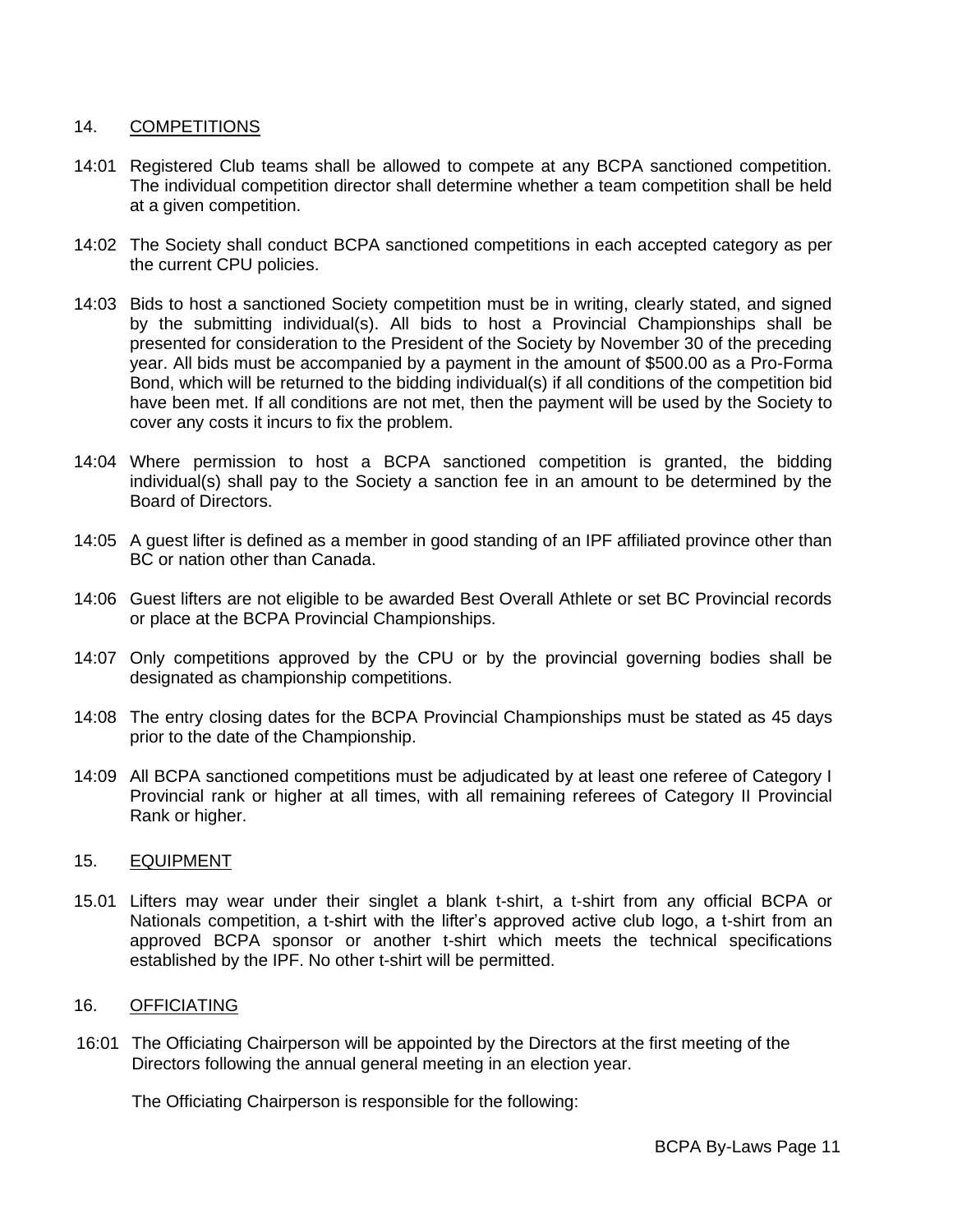## 14. COMPETITIONS

14:01 Registered Club teams shall be allowed to compete at any BCPA sanctioned competition. The individual competition director shall determine whether a team competition shall be held at a given competition.

14:02 The Society shall conduct BCPA sanctioned competitions in each accepted category as per the current CPU policies.

14:03 Bids to host a sanctioned Society competition must be in writing, clearly stated, and signed by the submitting individual(s). All bids to host a Provincial Championships shall be presented for consideration to the President of the Society by November 30 of the preceding year. All bids must be accompanied by a payment in the amount of $500.00 as a Pro-Forma Bond, which will be returned to the bidding individual(s) if all conditions of the competition bid have been met. If all conditions are not met, then the payment will be used by the Society to cover any costs it incurs to fix the problem.

14:04 Where permission to host a BCPA sanctioned competition is granted, the bidding individual(s) shall pay to the Society a sanction fee in an amount to be determined by the Board of Directors.

14:05 A guest lifter is defined as a member in good standing of an IPF affiliated province other than BC or nation other than Canada.

14:06 Guest lifters are not eligible to be awarded Best Overall Athlete or set BC Provincial records or place at the BCPA Provincial Championships.

14:07 Only competitions approved by the CPU or by the provincial governing bodies shall be designated as championship competitions.

14:08 The entry closing dates for the BCPA Provincial Championships must be stated as 45 days prior to the date of the Championship.

14:09 All BCPA sanctioned competitions must be adjudicated by at least one referee of Category I Provincial rank or higher at all times, with all remaining referees of Category II Provincial Rank or higher.

## 15. EQUIPMENT

15.01 Lifters may wear under their singlet a blank t-shirt, a t-shirt from any official BCPA or Nationals competition, a t-shirt with the lifter's approved active club logo, a t-shirt from an approved BCPA sponsor or another t-shirt which meets the technical specifications established by the IPF. No other t-shirt will be permitted.

## 16. OFFICIATING

16:01 The Officiating Chairperson will be appointed by the Directors at the first meeting of the Directors following the annual general meeting in an election year.

The Officiating Chairperson is responsible for the following: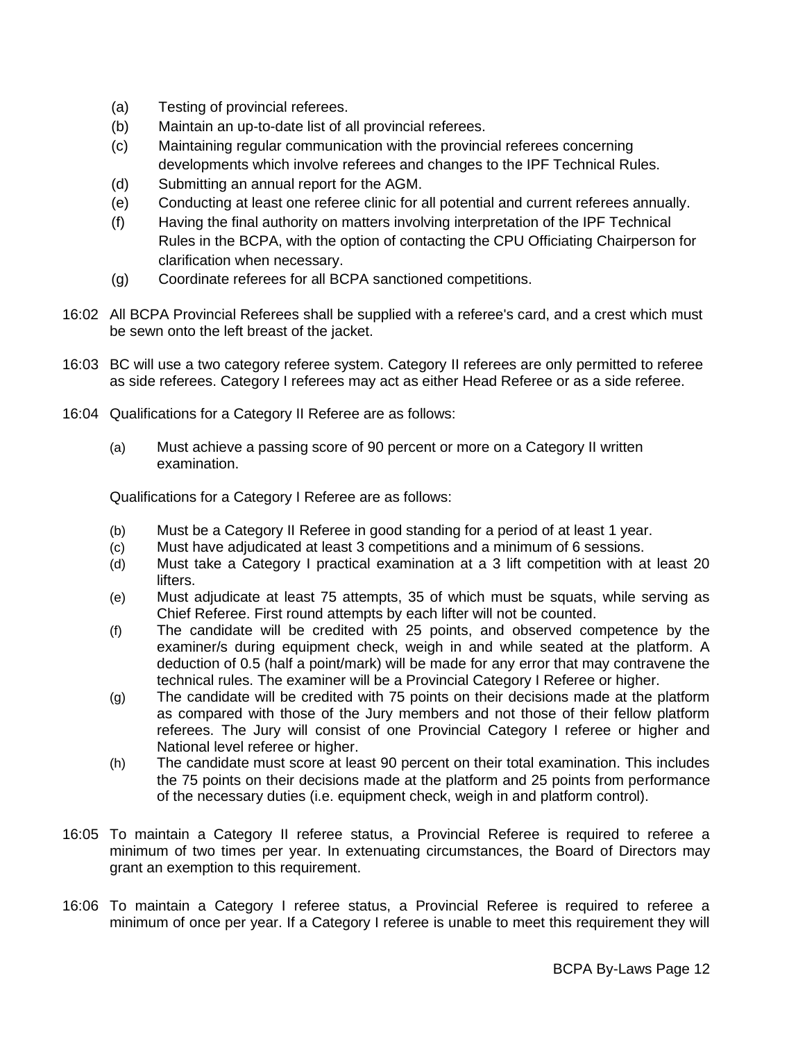(a) Testing of provincial referees.
(b) Maintain an up-to-date list of all provincial referees.
(c) Maintaining regular communication with the provincial referees concerning developments which involve referees and changes to the IPF Technical Rules.
(d) Submitting an annual report for the AGM.
(e) Conducting at least one referee clinic for all potential and current referees annually.
(f) Having the final authority on matters involving interpretation of the IPF Technical Rules in the BCPA, with the option of contacting the CPU Officiating Chairperson for clarification when necessary.
(g) Coordinate referees for all BCPA sanctioned competitions.

16:02 All BCPA Provincial Referees shall be supplied with a referee's card, and a crest which must be sewn onto the left breast of the jacket.

16:03 BC will use a two category referee system. Category II referees are only permitted to referee as side referees. Category I referees may act as either Head Referee or as a side referee.

16:04 Qualifications for a Category II Referee are as follows:

(a) Must achieve a passing score of 90 percent or more on a Category II written examination.

Qualifications for a Category I Referee are as follows:

(b) Must be a Category II Referee in good standing for a period of at least 1 year.
(c) Must have adjudicated at least 3 competitions and a minimum of 6 sessions.
(d) Must take a Category I practical examination at a 3 lift competition with at least 20 lifters.
(e) Must adjudicate at least 75 attempts, 35 of which must be squats, while serving as Chief Referee. First round attempts by each lifter will not be counted.
(f) The candidate will be credited with 25 points, and observed competence by the examiner/s during equipment check, weigh in and while seated at the platform. A deduction of 0.5 (half a point/mark) will be made for any error that may contravene the technical rules. The examiner will be a Provincial Category I Referee or higher.
(g) The candidate will be credited with 75 points on their decisions made at the platform as compared with those of the Jury members and not those of their fellow platform referees. The Jury will consist of one Provincial Category I referee or higher and National level referee or higher.
(h) The candidate must score at least 90 percent on their total examination. This includes the 75 points on their decisions made at the platform and 25 points from performance of the necessary duties (i.e. equipment check, weigh in and platform control).

16:05 To maintain a Category II referee status, a Provincial Referee is required to referee a minimum of two times per year. In extenuating circumstances, the Board of Directors may grant an exemption to this requirement.

16:06 To maintain a Category I referee status, a Provincial Referee is required to referee a minimum of once per year. If a Category I referee is unable to meet this requirement they will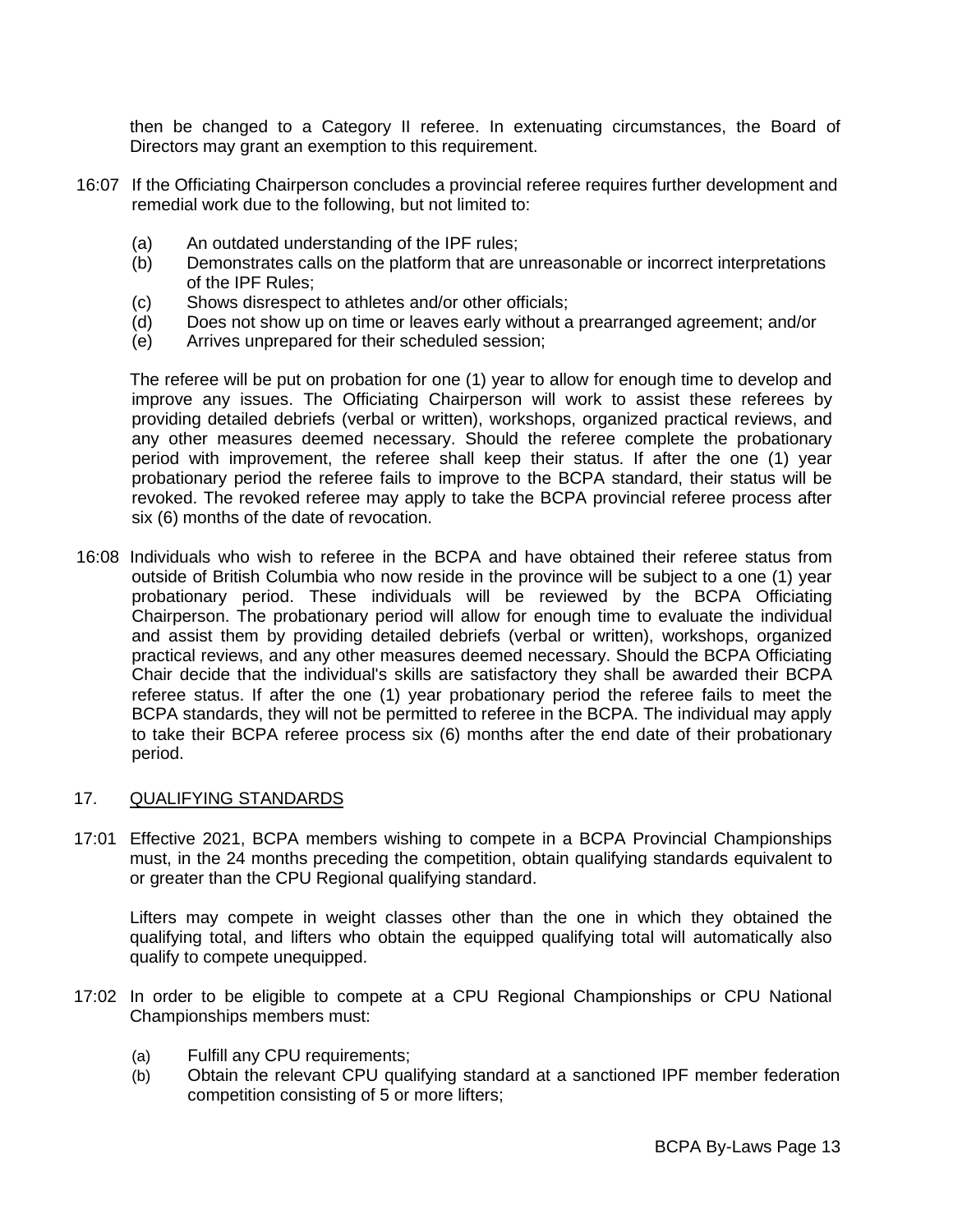then be changed to a Category II referee. In extenuating circumstances, the Board of Directors may grant an exemption to this requirement.

16:07 If the Officiating Chairperson concludes a provincial referee requires further development and remedial work due to the following, but not limited to:

(a) An outdated understanding of the IPF rules;
(b) Demonstrates calls on the platform that are unreasonable or incorrect interpretations of the IPF Rules;
(c) Shows disrespect to athletes and/or other officials;
(d) Does not show up on time or leaves early without a prearranged agreement; and/or
(e) Arrives unprepared for their scheduled session;

The referee will be put on probation for one (1) year to allow for enough time to develop and improve any issues. The Officiating Chairperson will work to assist these referees by providing detailed debriefs (verbal or written), workshops, organized practical reviews, and any other measures deemed necessary. Should the referee complete the probationary period with improvement, the referee shall keep their status. If after the one (1) year probationary period the referee fails to improve to the BCPA standard, their status will be revoked. The revoked referee may apply to take the BCPA provincial referee process after six (6) months of the date of revocation.

16:08 Individuals who wish to referee in the BCPA and have obtained their referee status from outside of British Columbia who now reside in the province will be subject to a one (1) year probationary period. These individuals will be reviewed by the BCPA Officiating Chairperson. The probationary period will allow for enough time to evaluate the individual and assist them by providing detailed debriefs (verbal or written), workshops, organized practical reviews, and any other measures deemed necessary. Should the BCPA Officiating Chair decide that the individual's skills are satisfactory they shall be awarded their BCPA referee status. If after the one (1) year probationary period the referee fails to meet the BCPA standards, they will not be permitted to referee in the BCPA. The individual may apply to take their BCPA referee process six (6) months after the end date of their probationary period.

## 17. QUALIFYING STANDARDS

17:01 Effective 2021, BCPA members wishing to compete in a BCPA Provincial Championships must, in the 24 months preceding the competition, obtain qualifying standards equivalent to or greater than the CPU Regional qualifying standard.

Lifters may compete in weight classes other than the one in which they obtained the qualifying total, and lifters who obtain the equipped qualifying total will automatically also qualify to compete unequipped.

17:02 In order to be eligible to compete at a CPU Regional Championships or CPU National Championships members must:

(a) Fulfill any CPU requirements;
(b) Obtain the relevant CPU qualifying standard at a sanctioned IPF member federation competition consisting of 5 or more lifters;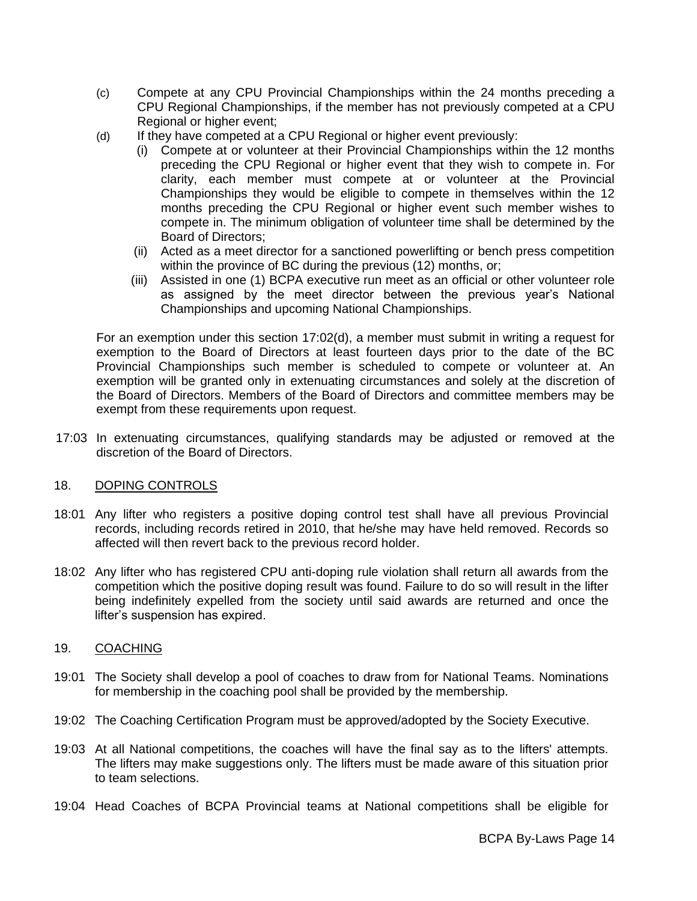(c) Compete at any CPU Provincial Championships within the 24 months preceding a CPU Regional Championships, if the member has not previously competed at a CPU Regional or higher event;

(d) If they have competed at a CPU Regional or higher event previously:

   (i) Compete at or volunteer at their Provincial Championships within the 12 months preceding the CPU Regional or higher event that they wish to compete in. For clarity, each member must compete at or volunteer at the Provincial Championships they would be eligible to compete in themselves within the 12 months preceding the CPU Regional or higher event such member wishes to compete in. The minimum obligation of volunteer time shall be determined by the Board of Directors;

   (ii) Acted as a meet director for a sanctioned powerlifting or bench press competition within the province of BC during the previous (12) months, or;

   (iii) Assisted in one (1) BCPA executive run meet as an official or other volunteer role as assigned by the meet director between the previous year's National Championships and upcoming National Championships.

For an exemption under this section 17:02(d), a member must submit in writing a request for exemption to the Board of Directors at least fourteen days prior to the date of the BC Provincial Championships such member is scheduled to compete or volunteer at. An exemption will be granted only in extenuating circumstances and solely at the discretion of the Board of Directors. Members of the Board of Directors and committee members may be exempt from these requirements upon request.

17:03 In extenuating circumstances, qualifying standards may be adjusted or removed at the discretion of the Board of Directors.

## 18. DOPING CONTROLS

18:01 Any lifter who registers a positive doping control test shall have all previous Provincial records, including records retired in 2010, that he/she may have held removed. Records so affected will then revert back to the previous record holder.

18:02 Any lifter who has registered CPU anti-doping rule violation shall return all awards from the competition which the positive doping result was found. Failure to do so will result in the lifter being indefinitely expelled from the society until said awards are returned and once the lifter's suspension has expired.

## 19. COACHING

19:01 The Society shall develop a pool of coaches to draw from for National Teams. Nominations for membership in the coaching pool shall be provided by the membership.

19:02 The Coaching Certification Program must be approved/adopted by the Society Executive.

19:03 At all National competitions, the coaches will have the final say as to the lifters' attempts. The lifters may make suggestions only. The lifters must be made aware of this situation prior to team selections.

19:04 Head Coaches of BCPA Provincial teams at National competitions shall be eligible for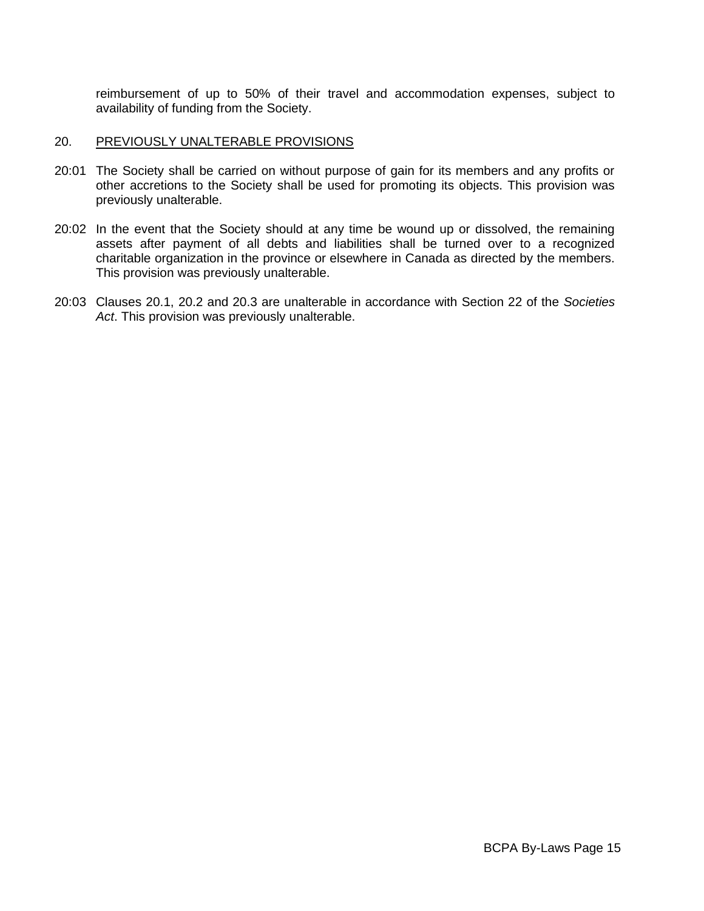reimbursement of up to 50% of their travel and accommodation expenses, subject to availability of funding from the Society.

## 20. PREVIOUSLY UNALTERABLE PROVISIONS

20:01 The Society shall be carried on without purpose of gain for its members and any profits or other accretions to the Society shall be used for promoting its objects. This provision was previously unalterable.

20:02 In the event that the Society should at any time be wound up or dissolved, the remaining assets after payment of all debts and liabilities shall be turned over to a recognized charitable organization in the province or elsewhere in Canada as directed by the members. This provision was previously unalterable.

20:03 Clauses 20.1, 20.2 and 20.3 are unalterable in accordance with Section 22 of the *Societies Act*. This provision was previously unalterable.